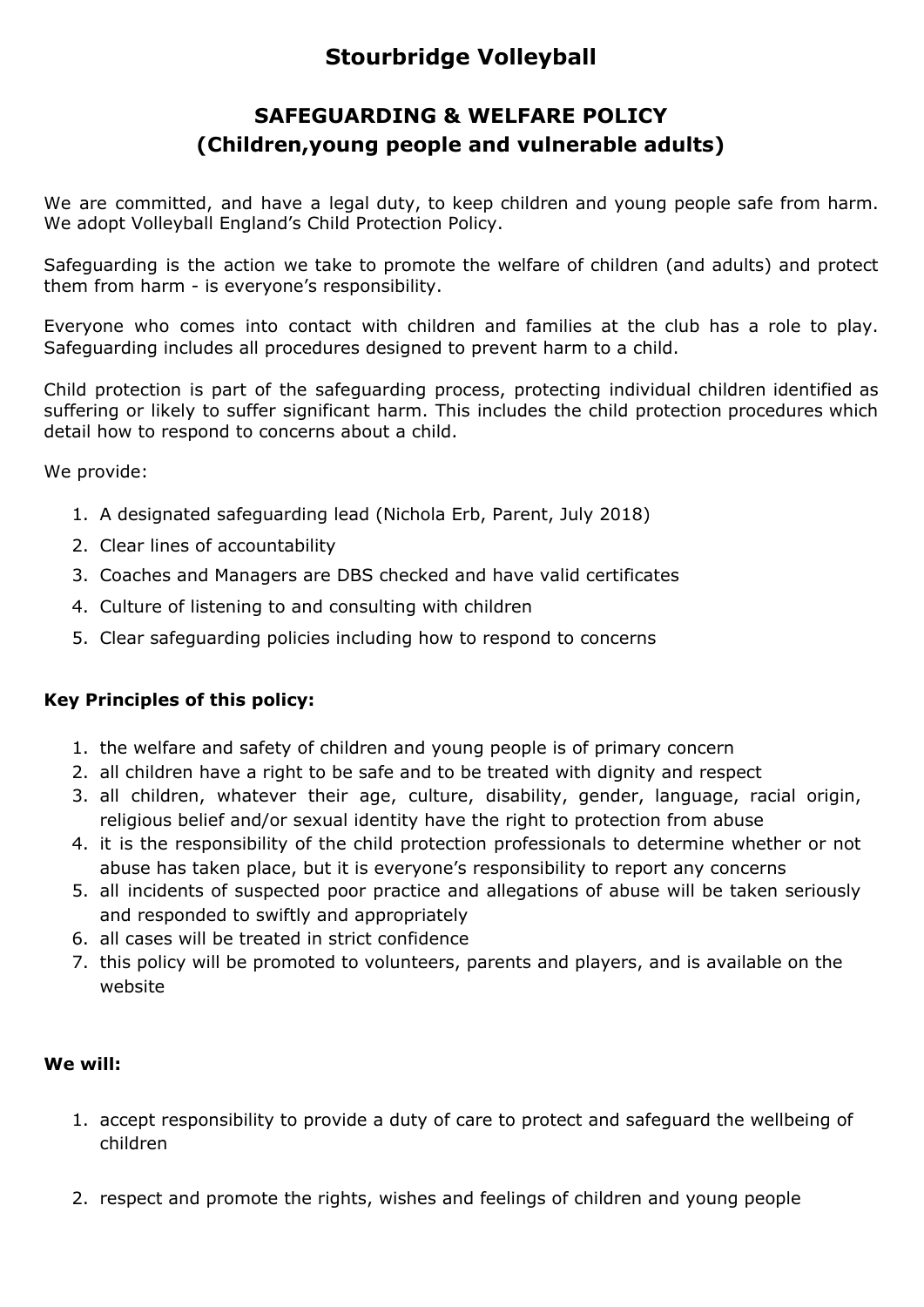# Stourbridge Volleyball

## SAFEGUARDING & WELFARE POLICY
## (Children,young people and vulnerable adults)

We are committed, and have a legal duty, to keep children and young people safe from harm. We adopt Volleyball England's Child Protection Policy.

Safeguarding is the action we take to promote the welfare of children (and adults) and protect them from harm - is everyone's responsibility.

Everyone who comes into contact with children and families at the club has a role to play. Safeguarding includes all procedures designed to prevent harm to a child.

Child protection is part of the safeguarding process, protecting individual children identified as suffering or likely to suffer significant harm. This includes the child protection procedures which detail how to respond to concerns about a child.

We provide:

1. A designated safeguarding lead (Nichola Erb, Parent, July 2018)
2. Clear lines of accountability
3. Coaches and Managers are DBS checked and have valid certificates
4. Culture of listening to and consulting with children
5. Clear safeguarding policies including how to respond to concerns

**Key Principles of this policy:**

1. the welfare and safety of children and young people is of primary concern
2. all children have a right to be safe and to be treated with dignity and respect
3. all children, whatever their age, culture, disability, gender, language, racial origin, religious belief and/or sexual identity have the right to protection from abuse
4. it is the responsibility of the child protection professionals to determine whether or not abuse has taken place, but it is everyone's responsibility to report any concerns
5. all incidents of suspected poor practice and allegations of abuse will be taken seriously and responded to swiftly and appropriately
6. all cases will be treated in strict confidence
7. this policy will be promoted to volunteers, parents and players, and is available on the website

**We will:**

1. accept responsibility to provide a duty of care to protect and safeguard the wellbeing of children

2. respect and promote the rights, wishes and feelings of children and young people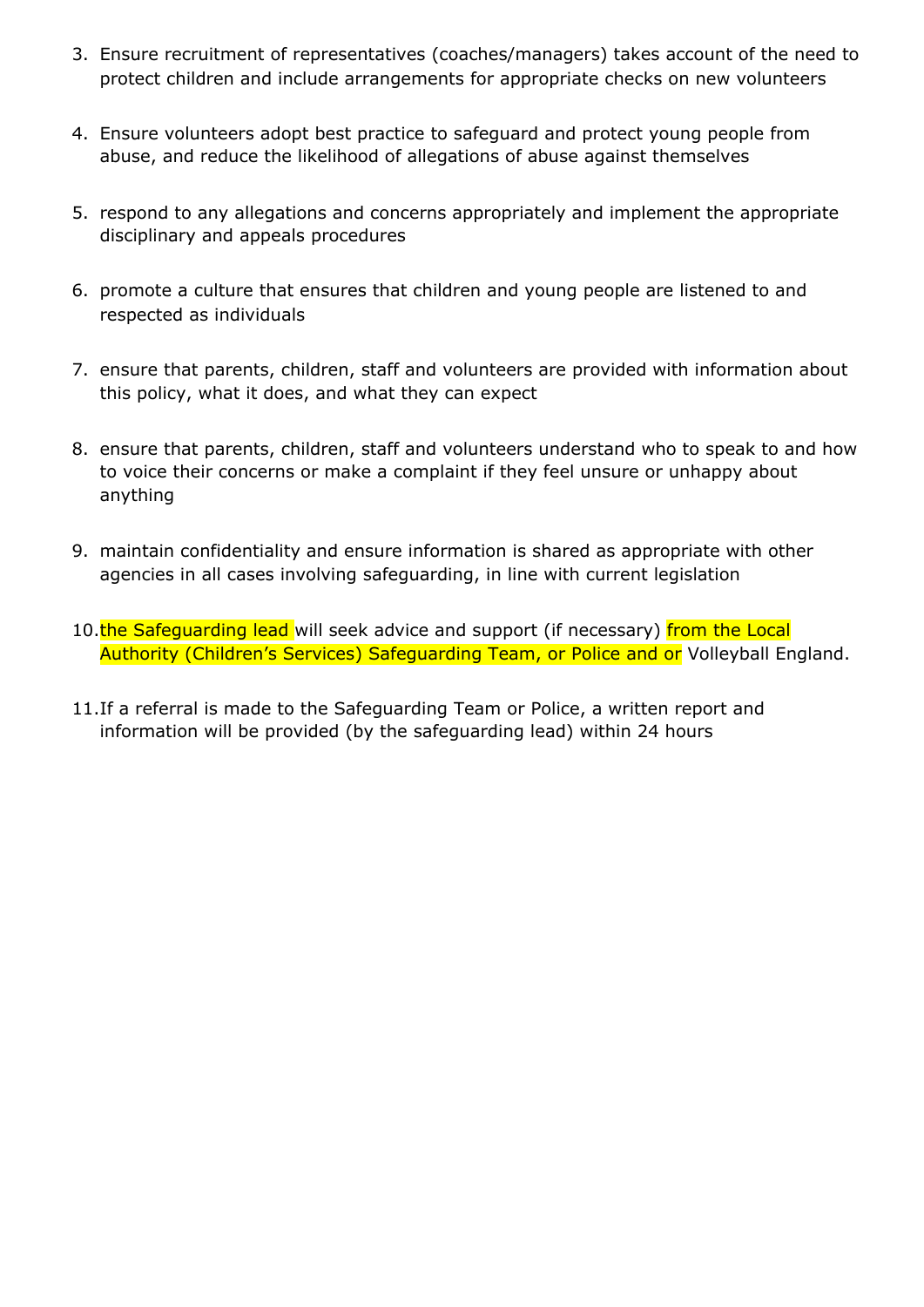3. Ensure recruitment of representatives (coaches/managers) takes account of the need to protect children and include arrangements for appropriate checks on new volunteers

4. Ensure volunteers adopt best practice to safeguard and protect young people from abuse, and reduce the likelihood of allegations of abuse against themselves

5. respond to any allegations and concerns appropriately and implement the appropriate disciplinary and appeals procedures

6. promote a culture that ensures that children and young people are listened to and respected as individuals

7. ensure that parents, children, staff and volunteers are provided with information about this policy, what it does, and what they can expect

8. ensure that parents, children, staff and volunteers understand who to speak to and how to voice their concerns or make a complaint if they feel unsure or unhappy about anything

9. maintain confidentiality and ensure information is shared as appropriate with other agencies in all cases involving safeguarding, in line with current legislation

10. the Safeguarding lead will seek advice and support (if necessary) from the Local Authority (Children's Services) Safeguarding Team, or Police and or Volleyball England.

11. If a referral is made to the Safeguarding Team or Police, a written report and information will be provided (by the safeguarding lead) within 24 hours